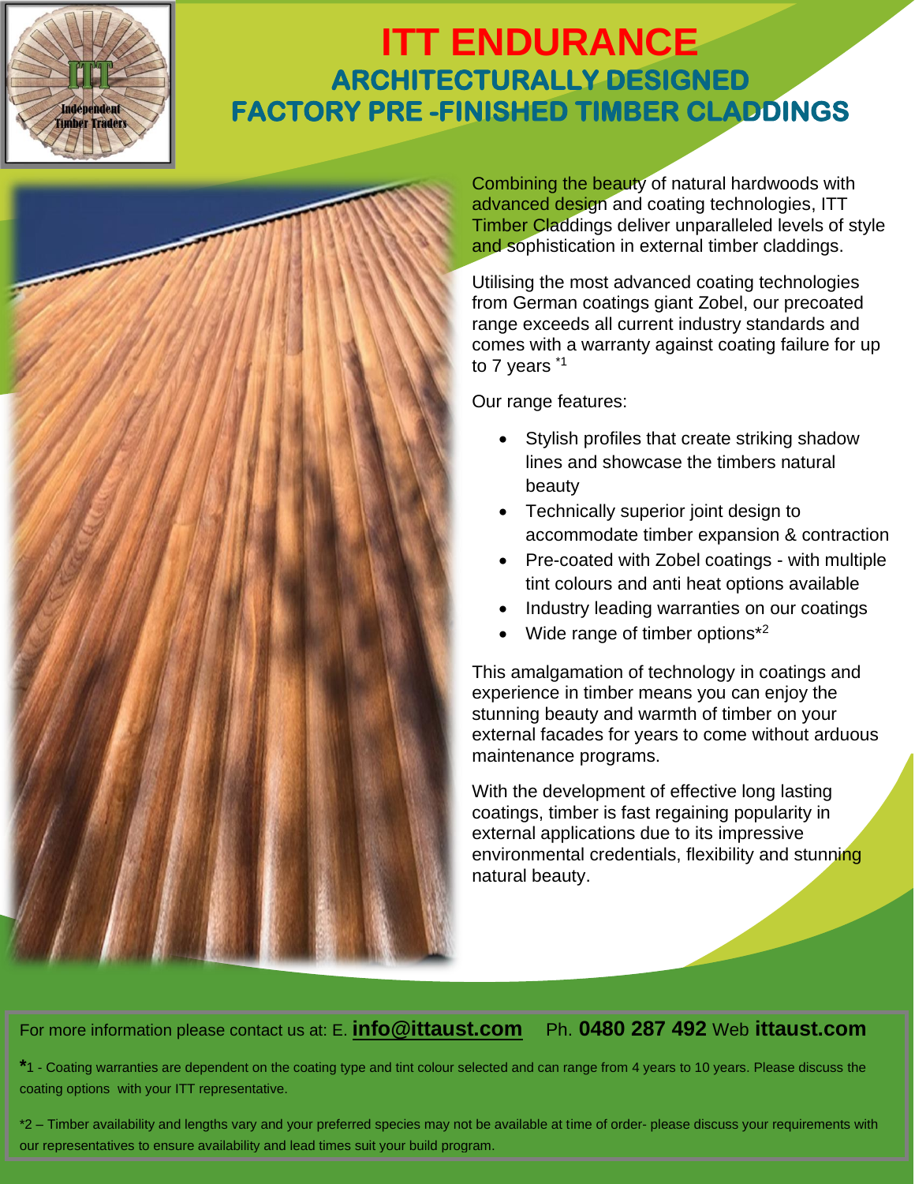# ITT ENDURANCE

## ARCHITECTURALLY DESIGNED FACTORY PRE -FINISHED TIMBER CLADDINGS

Combining the beauty of natural hardwoods with advanced design and coating technologies, ITT Timber Claddings deliver unparalleled levels of style and sophistication in external timber claddings.

Utilising the most advanced coating technologies from German coatings giant Zobel, our precoated range exceeds all current industry standards and comes with a warranty against coating failure for up to 7 years *1

Our range features:

- Stylish profiles that create striking shadow lines and showcase the timbers natural beauty
- Technically superior joint design to accommodate timber expansion & contraction
- Pre-coated with Zobel coatings - with multiple tint colours and anti heat options available
- Industry leading warranties on our coatings
- Wide range of timber options*2

This amalgamation of technology in coatings and experience in timber means you can enjoy the stunning beauty and warmth of timber on your external facades for years to come without arduous maintenance programs.

With the development of effective long lasting coatings, timber is fast regaining popularity in external applications due to its impressive environmental credentials, flexibility and stunning natural beauty.

For more information please contact us at: E. **info@ittaust.com** Ph. **0480 287 492** Web **ittaust.com**

*1 - Coating warranties are dependent on the coating type and tint colour selected and can range from 4 years to 10 years. Please discuss the coating options with your ITT representative.

*2 – Timber availability and lengths vary and your preferred species may not be available at time of order- please discuss your requirements with our representatives to ensure availability and lead times suit your build program.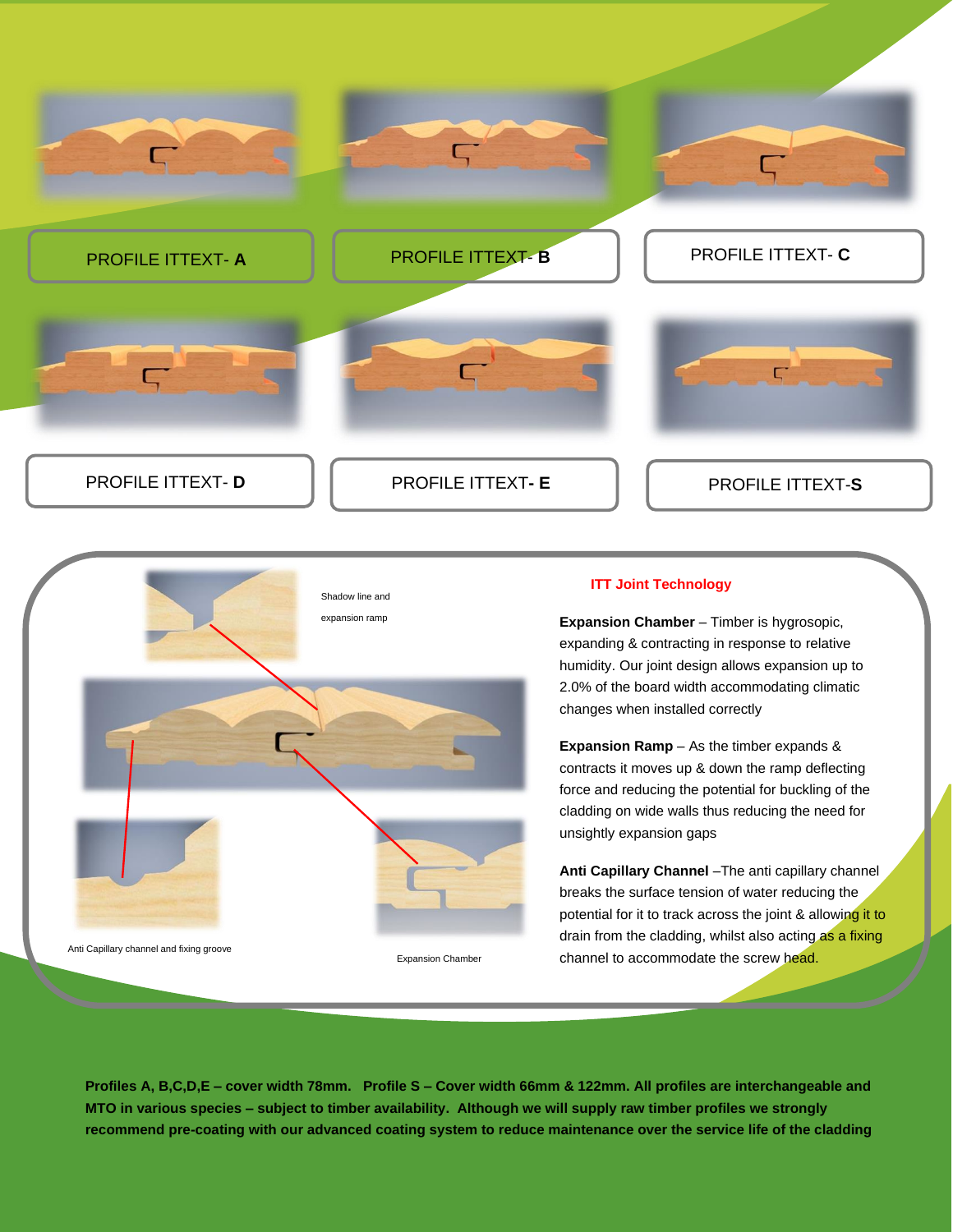PROFILE ITTEXT- **A**

PROFILE ITTEXT- **B**

PROFILE ITTEXT- **C**

PROFILE ITTEXT- **D**

PROFILE ITTEXT- **E**

PROFILE ITTEXT-**S**

Shadow line and expansion ramp

Anti Capillary channel and fixing groove

Expansion Chamber

## ITT Joint Technology

**Expansion Chamber** – Timber is hygrosopic, expanding & contracting in response to relative humidity. Our joint design allows expansion up to 2.0% of the board width accommodating climatic changes when installed correctly

**Expansion Ramp** – As the timber expands & contracts it moves up & down the ramp deflecting force and reducing the potential for buckling of the cladding on wide walls thus reducing the need for unsightly expansion gaps

**Anti Capillary Channel** –The anti capillary channel breaks the surface tension of water reducing the potential for it to track across the joint & allowing it to drain from the cladding, whilst also acting as a fixing channel to accommodate the screw head.

**Profiles A, B,C,D,E – cover width 78mm. Profile S – Cover width 66mm & 122mm. All profiles are interchangeable and MTO in various species – subject to timber availability. Although we will supply raw timber profiles we strongly recommend pre-coating with our advanced coating system to reduce maintenance over the service life of the cladding**